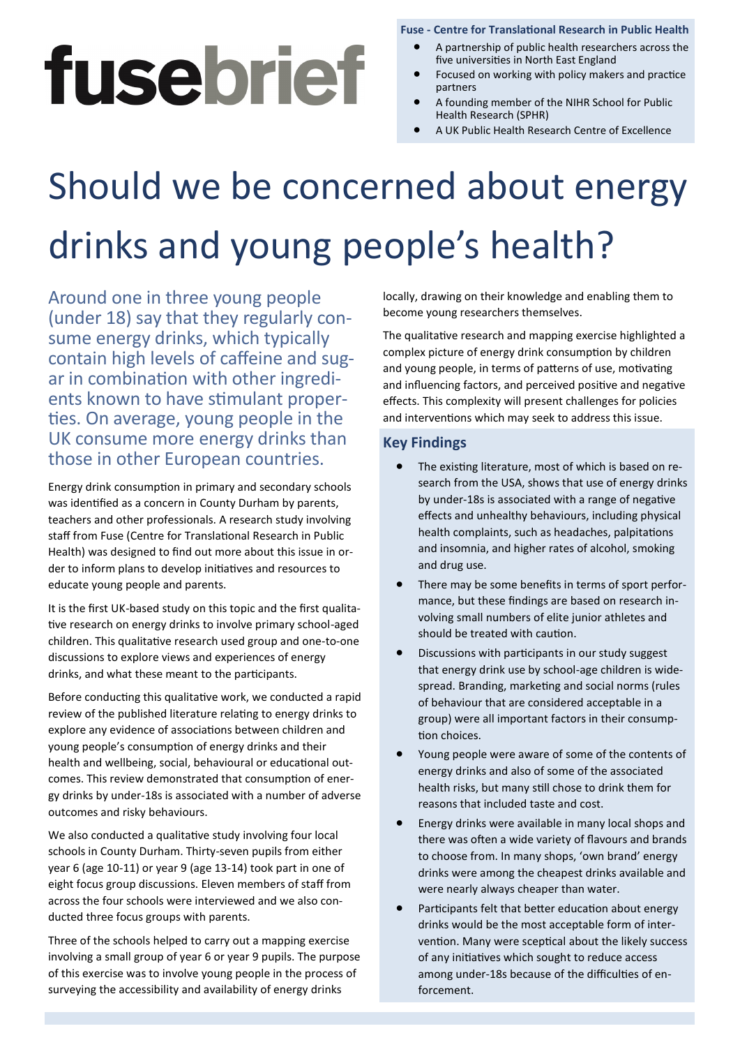# fusebrief

**Fuse - Centre for Translational Research in Public Health**

- A partnership of public health researchers across the five universities in North East England
- Focused on working with policy makers and practice partners
- A founding member of the NIHR School for Public Health Research (SPHR)
- A UK Public Health Research Centre of Excellence

# Should we be concerned about energy drinks and young people's health?

Around one in three young people (under 18) say that they regularly consume energy drinks, which typically contain high levels of caffeine and sugar in combination with other ingredients known to have stimulant properties. On average, young people in the UK consume more energy drinks than those in other European countries.

Energy drink consumption in primary and secondary schools was identified as a concern in County Durham by parents, teachers and other professionals. A research study involving staff from Fuse (Centre for Translational Research in Public Health) was designed to find out more about this issue in order to inform plans to develop initiatives and resources to educate young people and parents.

It is the first UK-based study on this topic and the first qualitative research on energy drinks to involve primary school-aged children. This qualitative research used group and one-to-one discussions to explore views and experiences of energy drinks, and what these meant to the participants.

Before conducting this qualitative work, we conducted a rapid review of the published literature relating to energy drinks to explore any evidence of associations between children and young people's consumption of energy drinks and their health and wellbeing, social, behavioural or educational outcomes. This review demonstrated that consumption of energy drinks by under-18s is associated with a number of adverse outcomes and risky behaviours.

We also conducted a qualitative study involving four local schools in County Durham. Thirty-seven pupils from either year 6 (age 10-11) or year 9 (age 13-14) took part in one of eight focus group discussions. Eleven members of staff from across the four schools were interviewed and we also conducted three focus groups with parents.

Three of the schools helped to carry out a mapping exercise involving a small group of year 6 or year 9 pupils. The purpose of this exercise was to involve young people in the process of surveying the accessibility and availability of energy drinks locally, drawing on their knowledge and enabling them to become young researchers themselves.

The qualitative research and mapping exercise highlighted a complex picture of energy drink consumption by children and young people, in terms of patterns of use, motivating and influencing factors, and perceived positive and negative effects. This complexity will present challenges for policies and interventions which may seek to address this issue.

## Key Findings

- The existing literature, most of which is based on research from the USA, shows that use of energy drinks by under-18s is associated with a range of negative effects and unhealthy behaviours, including physical health complaints, such as headaches, palpitations and insomnia, and higher rates of alcohol, smoking and drug use.
- There may be some benefits in terms of sport performance, but these findings are based on research involving small numbers of elite junior athletes and should be treated with caution.
- Discussions with participants in our study suggest that energy drink use by school-age children is widespread. Branding, marketing and social norms (rules of behaviour that are considered acceptable in a group) were all important factors in their consumption choices.
- Young people were aware of some of the contents of energy drinks and also of some of the associated health risks, but many still chose to drink them for reasons that included taste and cost.
- Energy drinks were available in many local shops and there was often a wide variety of flavours and brands to choose from. In many shops, 'own brand' energy drinks were among the cheapest drinks available and were nearly always cheaper than water.
- Participants felt that better education about energy drinks would be the most acceptable form of intervention. Many were sceptical about the likely success of any initiatives which sought to reduce access among under-18s because of the difficulties of enforcement.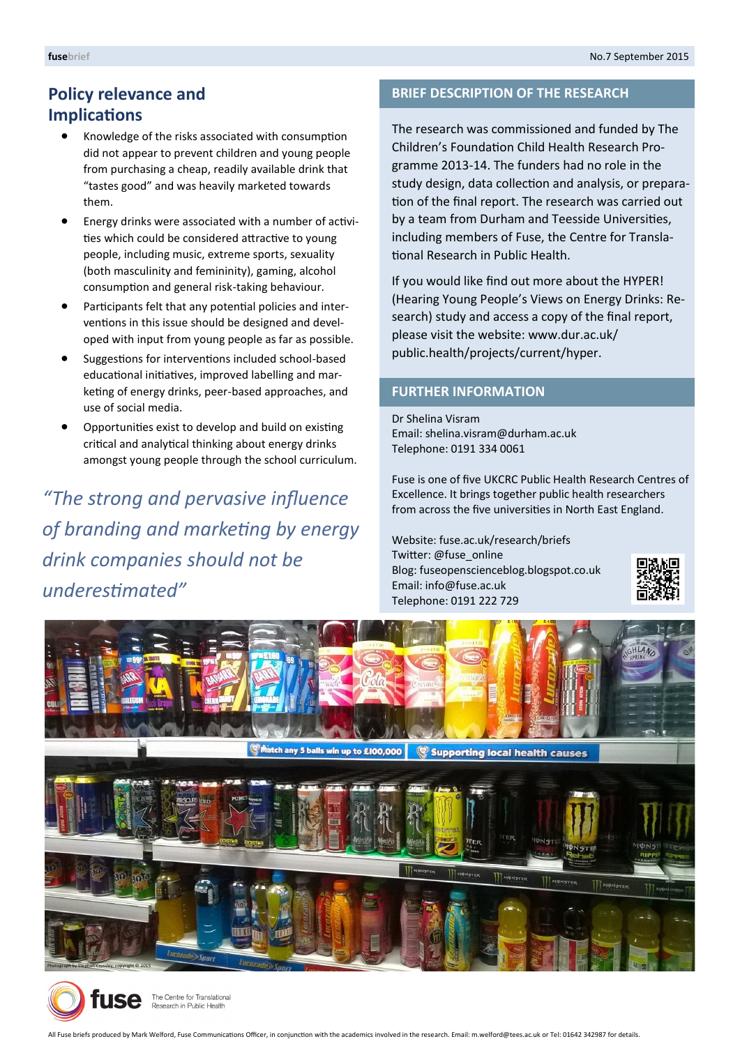## Policy relevance and Implications

- Knowledge of the risks associated with consumption did not appear to prevent children and young people from purchasing a cheap, readily available drink that "tastes good" and was heavily marketed towards them.
- Energy drinks were associated with a number of activities which could be considered attractive to young people, including music, extreme sports, sexuality (both masculinity and femininity), gaming, alcohol consumption and general risk-taking behaviour.
- Participants felt that any potential policies and interventions in this issue should be designed and developed with input from young people as far as possible.
- Suggestions for interventions included school-based educational initiatives, improved labelling and marketing of energy drinks, peer-based approaches, and use of social media.
- Opportunities exist to develop and build on existing critical and analytical thinking about energy drinks amongst young people through the school curriculum.

*"The strong and pervasive influence of branding and marketing by energy drink companies should not be underestimated"*

## BRIEF DESCRIPTION OF THE RESEARCH

The research was commissioned and funded by The Children's Foundation Child Health Research Programme 2013-14. The funders had no role in the study design, data collection and analysis, or preparation of the final report. The research was carried out by a team from Durham and Teesside Universities, including members of Fuse, the Centre for Translational Research in Public Health.

If you would like find out more about the HYPER! (Hearing Young People's Views on Energy Drinks: Research) study and access a copy of the final report, please visit the website: www.dur.ac.uk/public.health/projects/current/hyper.

## FURTHER INFORMATION

Dr Shelina Visram
Email: shelina.visram@durham.ac.uk
Telephone: 0191 334 0061

Fuse is one of five UKCRC Public Health Research Centres of Excellence. It brings together public health researchers from across the five universities in North East England.

Website: fuse.ac.uk/research/briefs
Twitter: @fuse_online
Blog: fuseopenscienceblog.blogspot.co.uk
Email: info@fuse.ac.uk
Telephone: 0191 222 729

Photograph by Stephen Crossley, copyright © 2015

fuse The Centre for Translational Research in Public Health

All Fuse briefs produced by Mark Welford, Fuse Communications Officer, in conjunction with the academics involved in the research. Email: m.welford@tees.ac.uk or Tel: 01642 342987 for details.